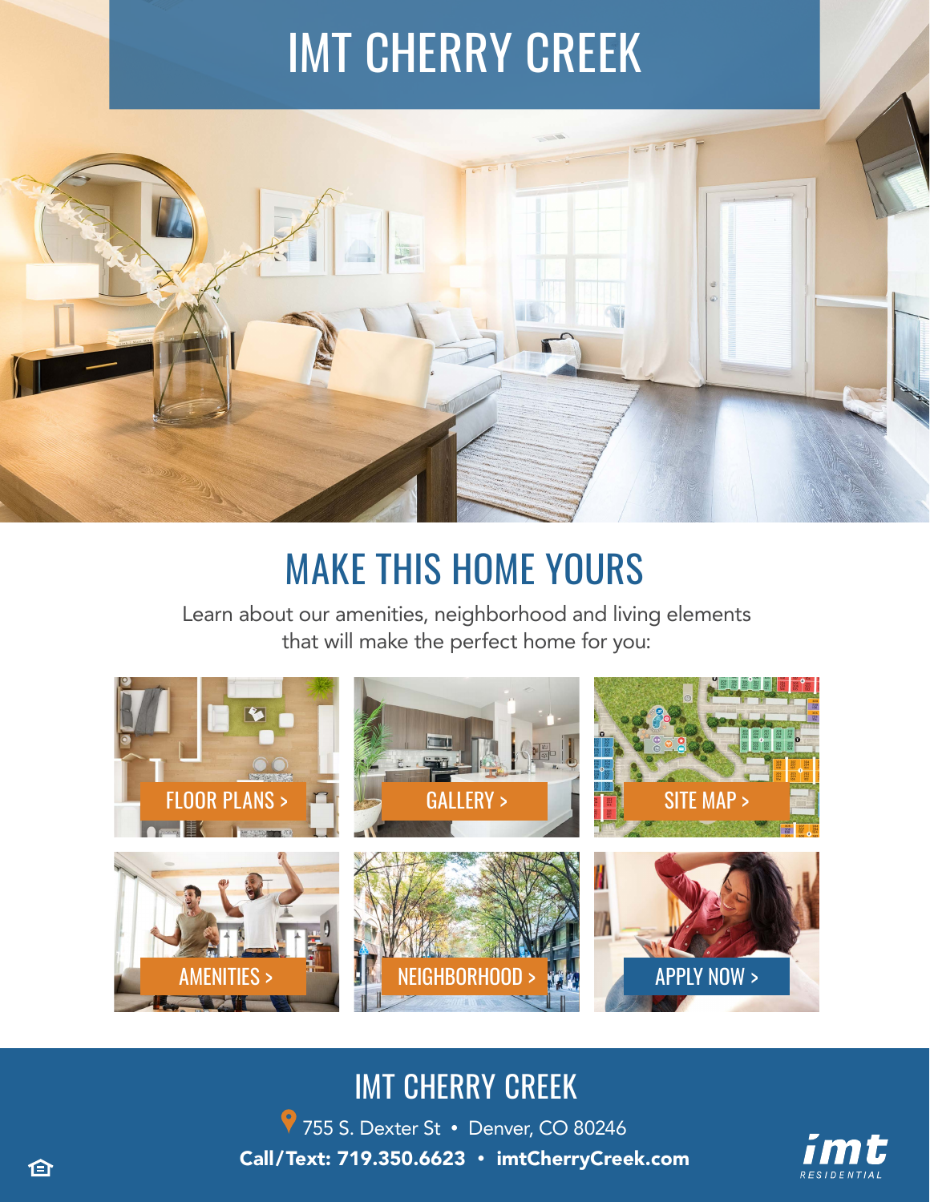# IMT CHERRY CREEK

## MAKE THIS HOME YOURS

Learn about our amenities, neighborhood and living elements that will make the perfect home for you:

- FLOOR PLANS >
- GALLERY >
- SITE MAP >
- AMENITIES >
- NEIGHBORHOOD >
- APPLY NOW >

## IMT CHERRY CREEK

755 S. Dexter St • Denver, CO 80246

**Call/Text: 719.350.6623 • imtCherryCreek.com**

imt RESIDENTIAL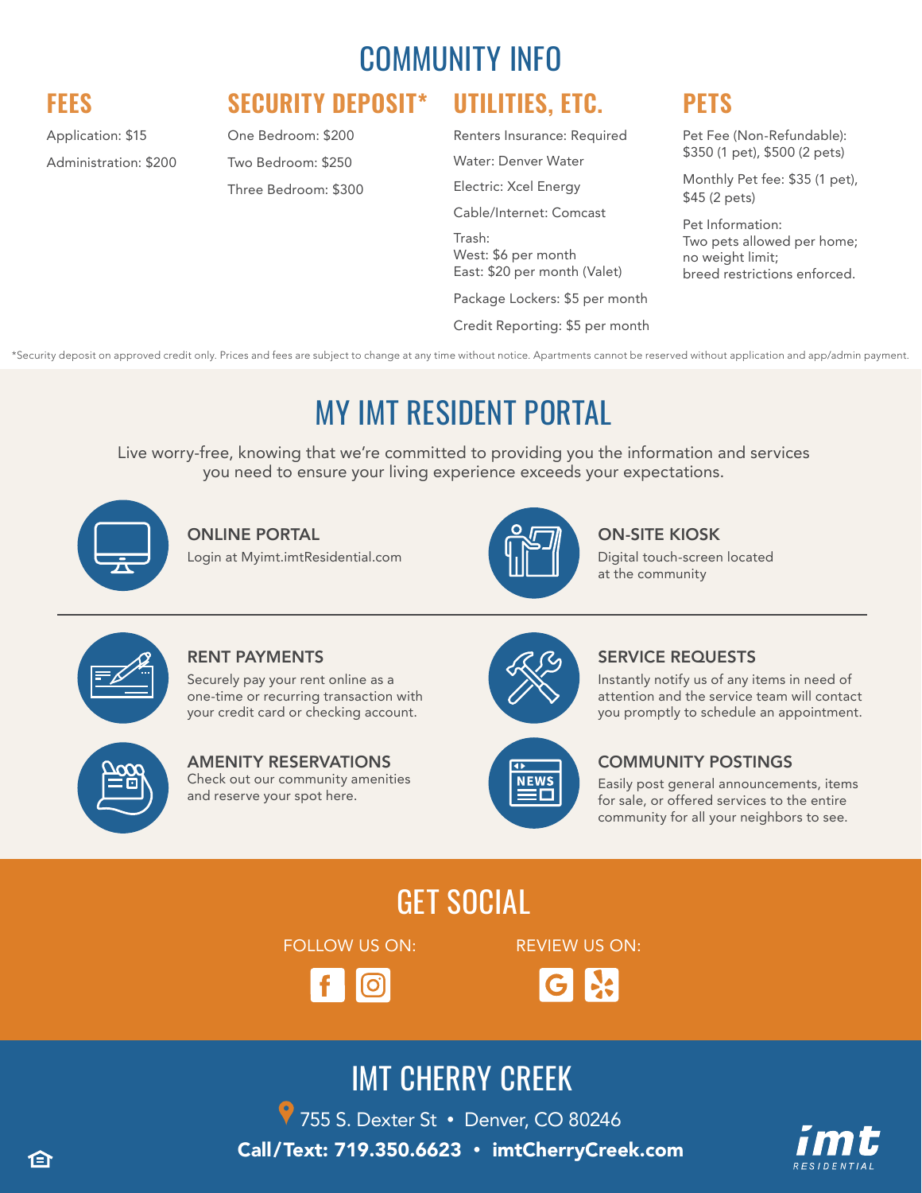# COMMUNITY INFO

## FEES

Application: $15

Administration: $200

## SECURITY DEPOSIT*

One Bedroom: $200

Two Bedroom: $250

Three Bedroom: $300

## UTILITIES, ETC.

Renters Insurance: Required

Water: Denver Water

Electric: Xcel Energy

Cable/Internet: Comcast

Trash:
West: $6 per month
East: $20 per month (Valet)

Package Lockers: $5 per month

Credit Reporting: $5 per month

## PETS

Pet Fee (Non-Refundable): $350 (1 pet), $500 (2 pets)

Monthly Pet fee: $35 (1 pet), $45 (2 pets)

Pet Information:
Two pets allowed per home;
no weight limit;
breed restrictions enforced.

*Security deposit on approved credit only. Prices and fees are subject to change at any time without notice. Apartments cannot be reserved without application and app/admin payment.

# MY IMT RESIDENT PORTAL

Live worry-free, knowing that we're committed to providing you the information and services you need to ensure your living experience exceeds your expectations.

### ONLINE PORTAL

Login at Myimt.imtResidential.com

### ON-SITE KIOSK

Digital touch-screen located at the community

### RENT PAYMENTS

Securely pay your rent online as a one-time or recurring transaction with your credit card or checking account.

### SERVICE REQUESTS

Instantly notify us of any items in need of attention and the service team will contact you promptly to schedule an appointment.

### AMENITY RESERVATIONS

Check out our community amenities and reserve your spot here.

### COMMUNITY POSTINGS

Easily post general announcements, items for sale, or offered services to the entire community for all your neighbors to see.

# GET SOCIAL

FOLLOW US ON:

REVIEW US ON:

# IMT CHERRY CREEK

755 S. Dexter St • Denver, CO 80246

**Call/Text: 719.350.6623 • imtCherryCreek.com**

imt RESIDENTIAL